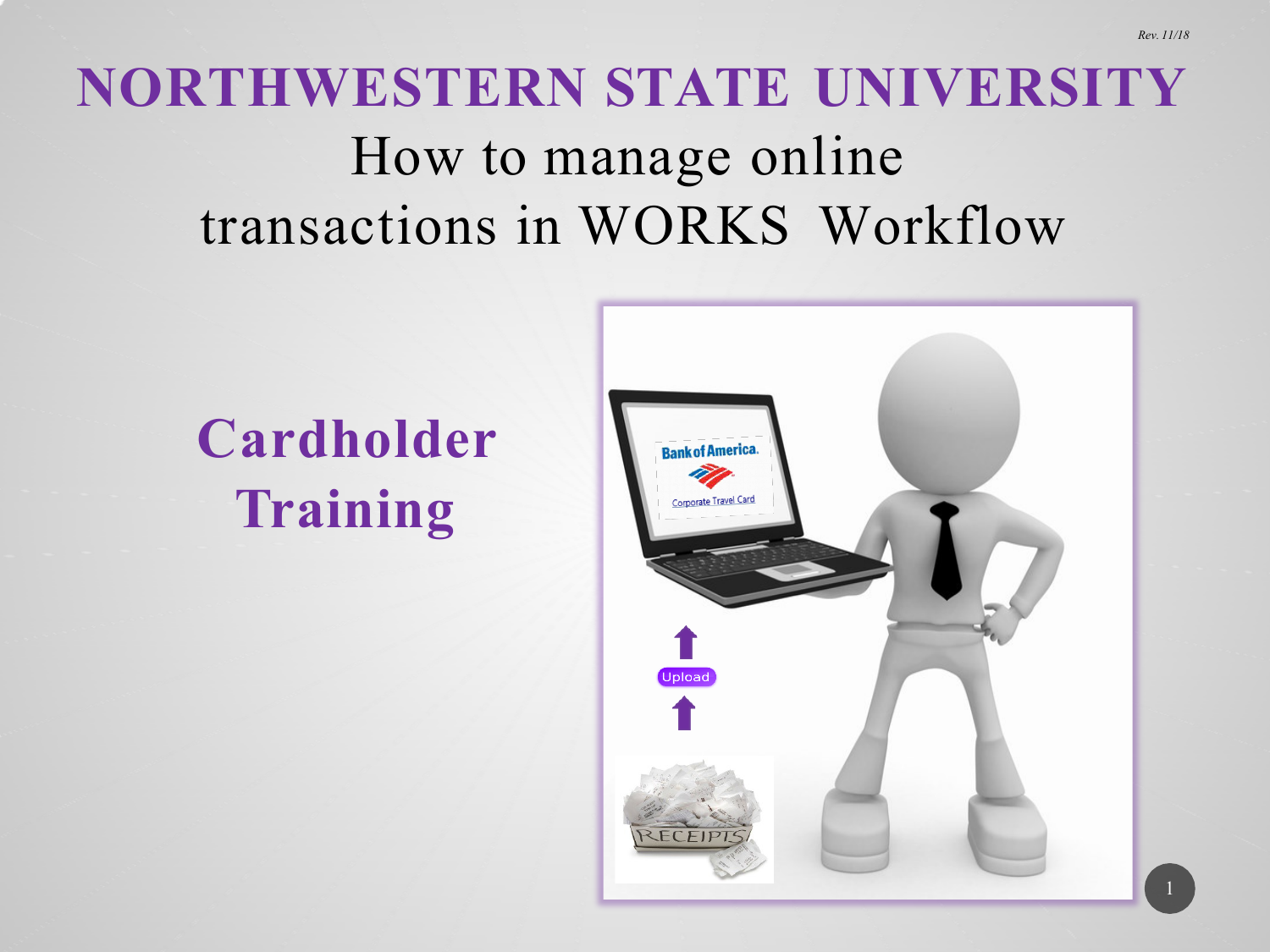Rev. 11/18

# NORTHWESTERN STATE UNIVERSITY

## How to manage online transactions in WORKS Workflow

## Cardholder Training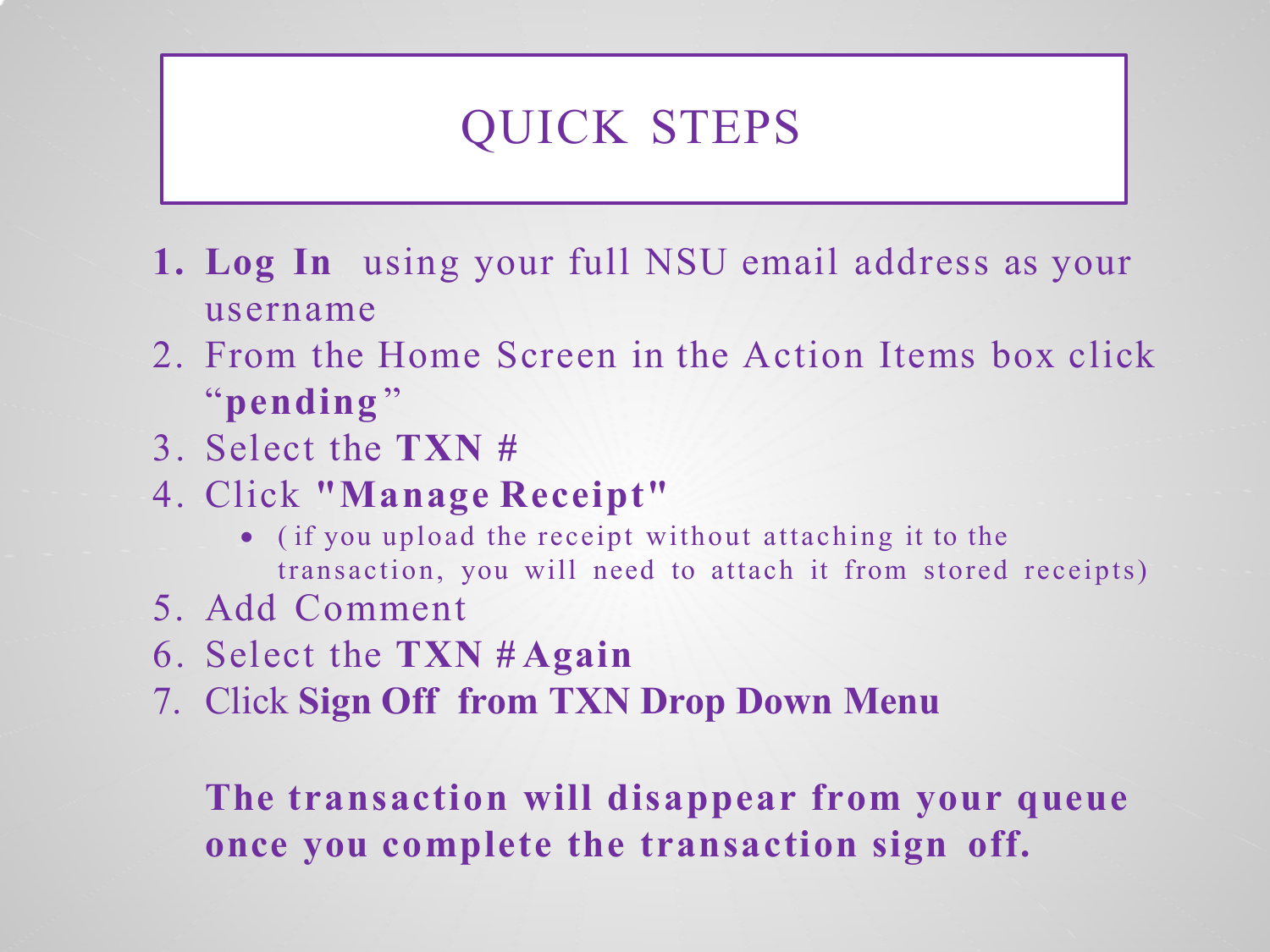# QUICK STEPS

1. **Log In** using your full NSU email address as your username
2. From the Home Screen in the Action Items box click "**pending**"
3. Select the **TXN #**
4. Click **"Manage Receipt"**
   - (if you upload the receipt without attaching it to the transaction, you will need to attach it from stored receipts)
5. Add Comment
6. Select the **TXN # Again**
7. Click **Sign Off from TXN Drop Down Menu**

**The transaction will disappear from your queue once you complete the transaction sign off.**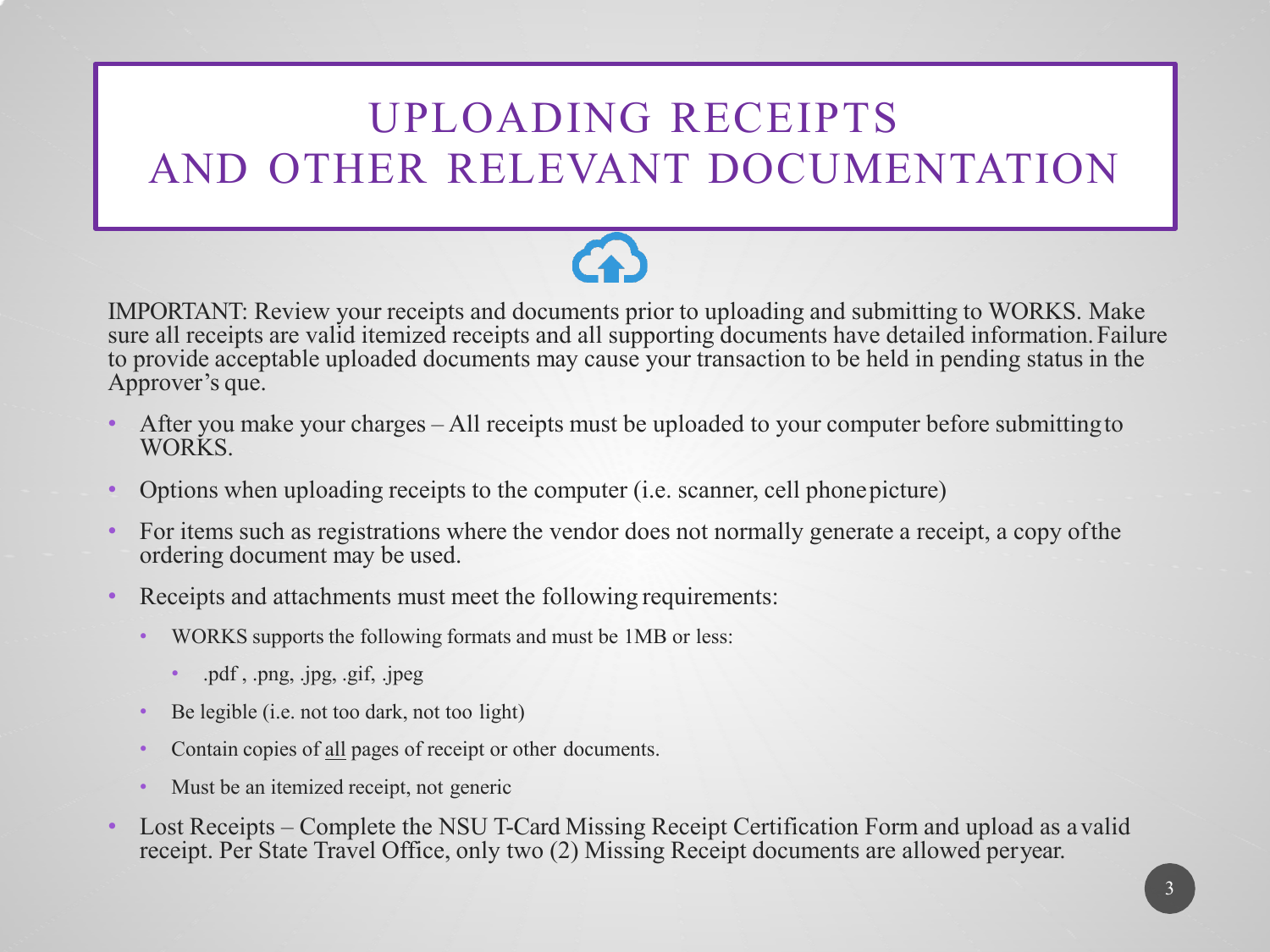# UPLOADING RECEIPTS AND OTHER RELEVANT DOCUMENTATION

IMPORTANT: Review your receipts and documents prior to uploading and submitting to WORKS. Make sure all receipts are valid itemized receipts and all supporting documents have detailed information. Failure to provide acceptable uploaded documents may cause your transaction to be held in pending status in the Approver's que.

- After you make your charges – All receipts must be uploaded to your computer before submitting to WORKS.
- Options when uploading receipts to the computer (i.e. scanner, cell phone picture)
- For items such as registrations where the vendor does not normally generate a receipt, a copy of the ordering document may be used.
- Receipts and attachments must meet the following requirements:
  - WORKS supports the following formats and must be 1MB or less:
    - .pdf , .png, .jpg, .gif, .jpeg
  - Be legible (i.e. not too dark, not too light)
  - Contain copies of <u>all</u> pages of receipt or other documents.
  - Must be an itemized receipt, not generic
- Lost Receipts – Complete the NSU T-Card Missing Receipt Certification Form and upload as a valid receipt. Per State Travel Office, only two (2) Missing Receipt documents are allowed per year.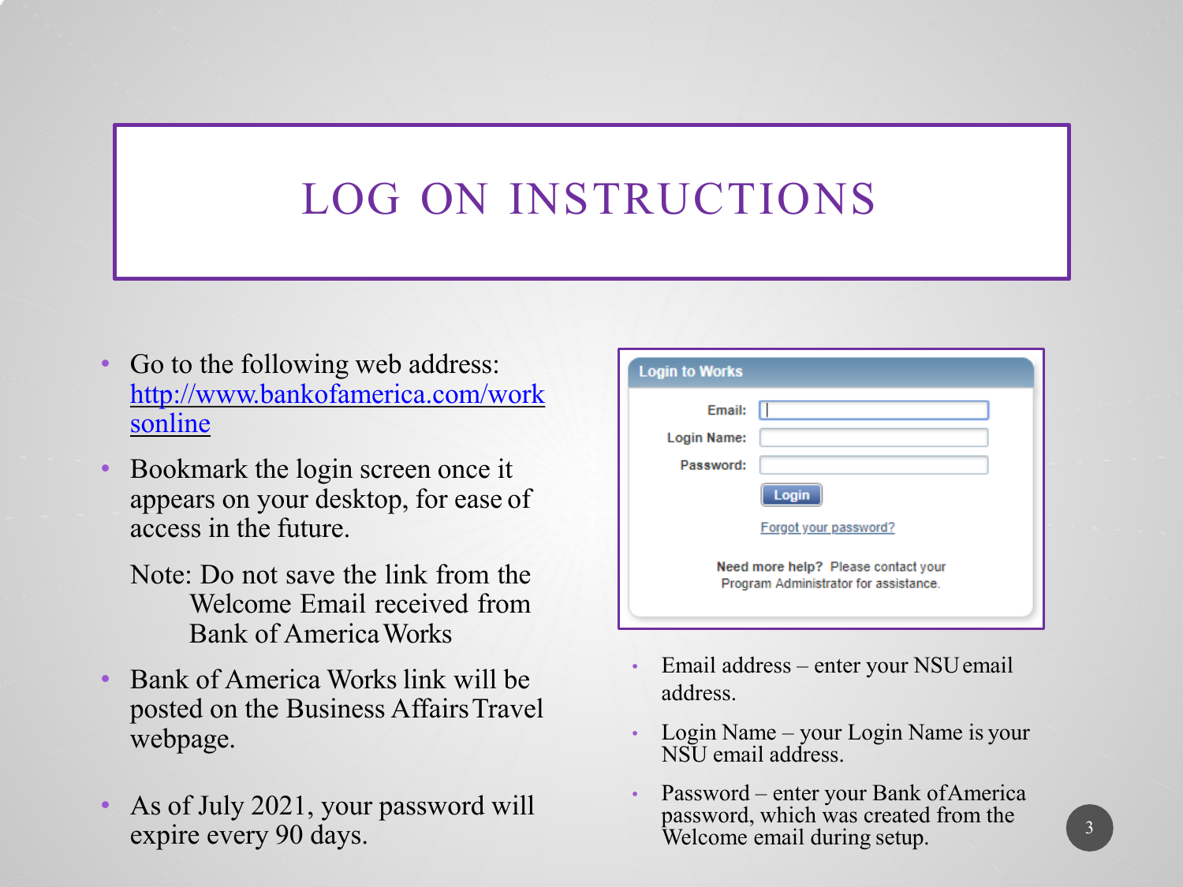# LOG ON INSTRUCTIONS

- Go to the following web address: http://www.bankofamerica.com/worksonline
- Bookmark the login screen once it appears on your desktop, for ease of access in the future.

  Note: Do not save the link from the Welcome Email received from Bank of America Works

- Bank of America Works link will be posted on the Business Affairs Travel webpage.
- As of July 2021, your password will expire every 90 days.

**Login to Works**

Email:

Login Name:

Password:

Login

Forgot your password?

**Need more help?** Please contact your Program Administrator for assistance.

- Email address – enter your NSU email address.
- Login Name – your Login Name is your NSU email address.
- Password – enter your Bank of America password, which was created from the Welcome email during setup.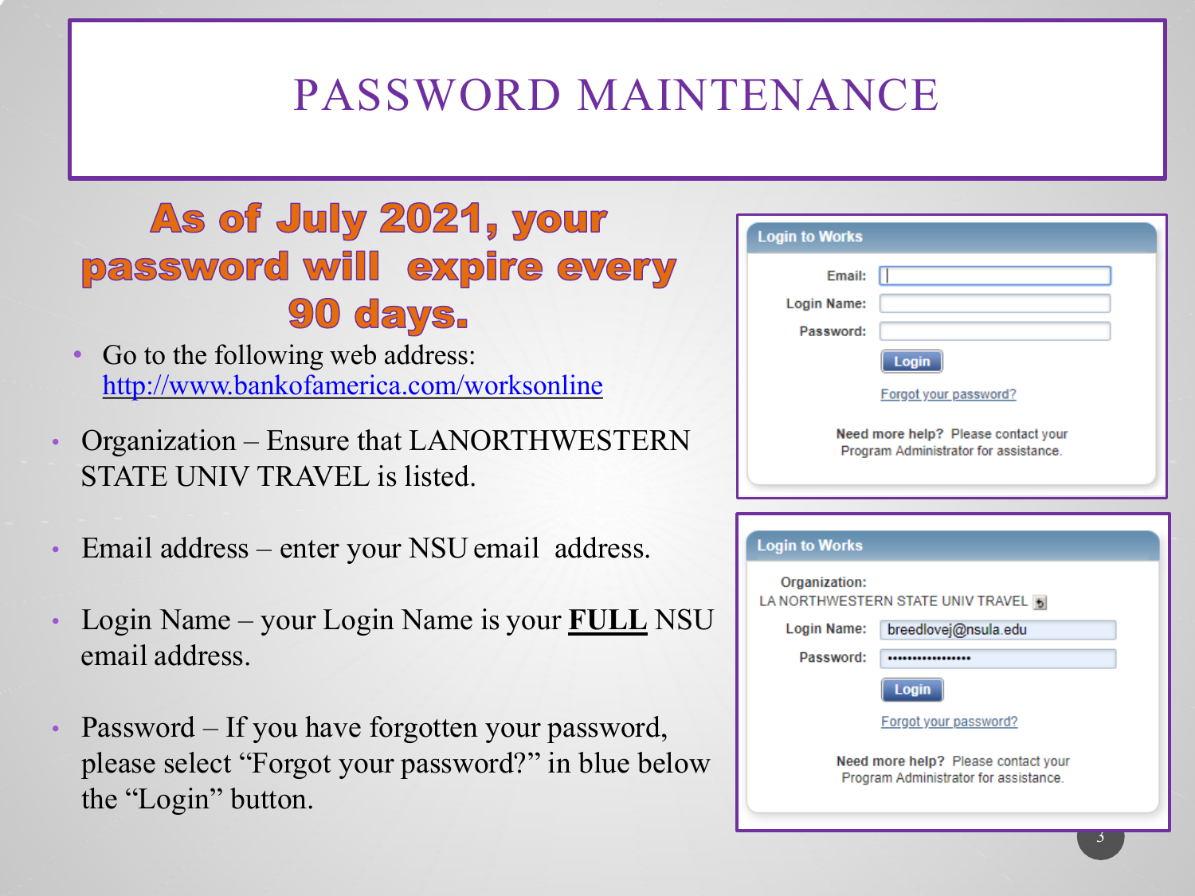# PASSWORD MAINTENANCE

## As of July 2021, your password will expire every 90 days.

- Go to the following web address: [http://www.bankofamerica.com/worksonline](http://www.bankofamerica.com/worksonline)

- Organization – Ensure that LANORTHWESTERN STATE UNIV TRAVEL is listed.

- Email address – enter your NSU email address.

- Login Name – your Login Name is your **FULL** NSU email address.

- Password – If you have forgotten your password, please select "Forgot your password?" in blue below the "Login" button.

**Login to Works**

Email:

Login Name:

Password:

Login

Forgot your password?

**Need more help?** Please contact your Program Administrator for assistance.

**Login to Works**

Organization:
LA NORTHWESTERN STATE UNIV TRAVEL

Login Name: breedlovej@nsula.edu

Password: ••••••••••••••••

Login

Forgot your password?

**Need more help?** Please contact your Program Administrator for assistance.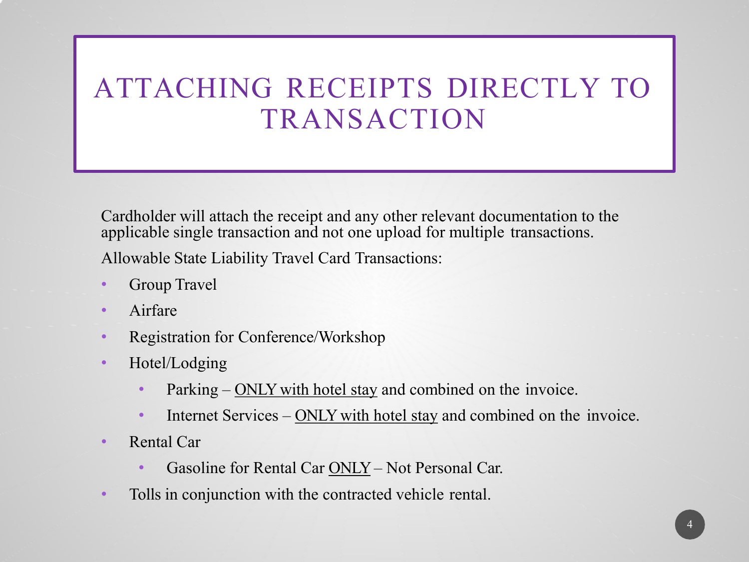# ATTACHING RECEIPTS DIRECTLY TO TRANSACTION

Cardholder will attach the receipt and any other relevant documentation to the applicable single transaction and not one upload for multiple transactions.

Allowable State Liability Travel Card Transactions:

- Group Travel
- Airfare
- Registration for Conference/Workshop
- Hotel/Lodging
    - Parking – <u>ONLY with hotel stay</u> and combined on the invoice.
    - Internet Services – <u>ONLY with hotel stay</u> and combined on the invoice.
- Rental Car
    - Gasoline for Rental Car <u>ONLY</u> – Not Personal Car.
- Tolls in conjunction with the contracted vehicle rental.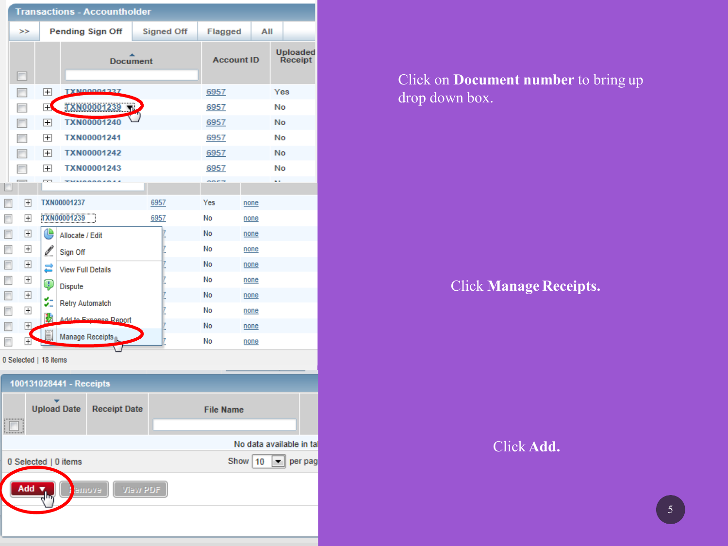Click on **Document number** to bring up drop down box.

Click **Manage Receipts.**

Click **Add.**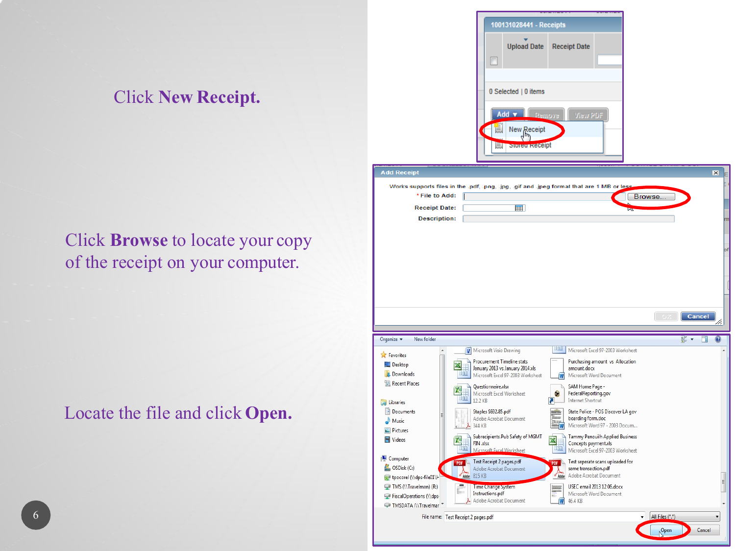Click **New Receipt.**

Click **Browse** to locate your copy of the receipt on your computer.

Locate the file and click **Open.**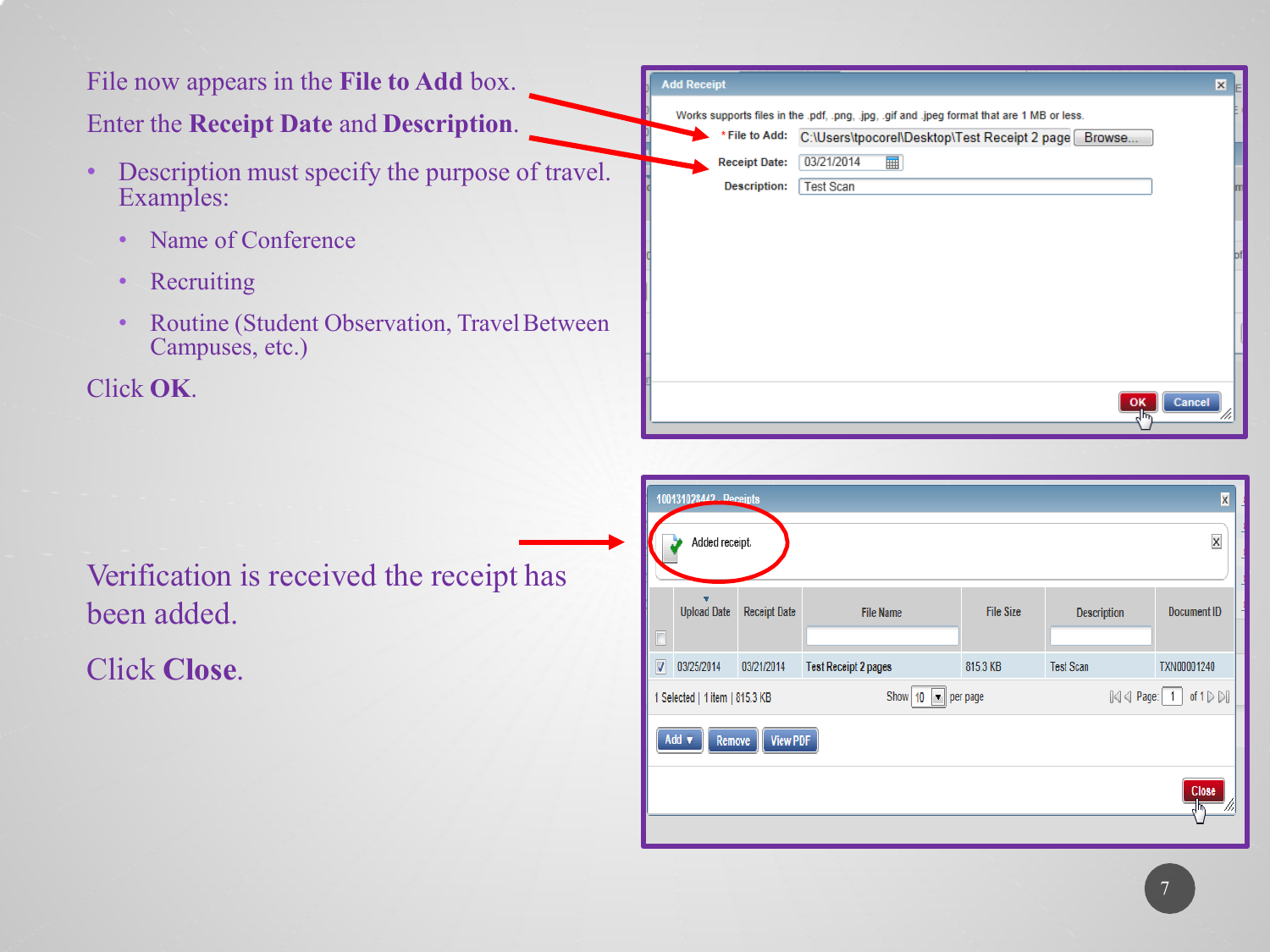File now appears in the **File to Add** box.

Enter the **Receipt Date** and **Description**.

- Description must specify the purpose of travel. Examples:
  - Name of Conference
  - Recruiting
  - Routine (Student Observation, Travel Between Campuses, etc.)

Click **OK**.

Verification is received the receipt has been added.

Click **Close**.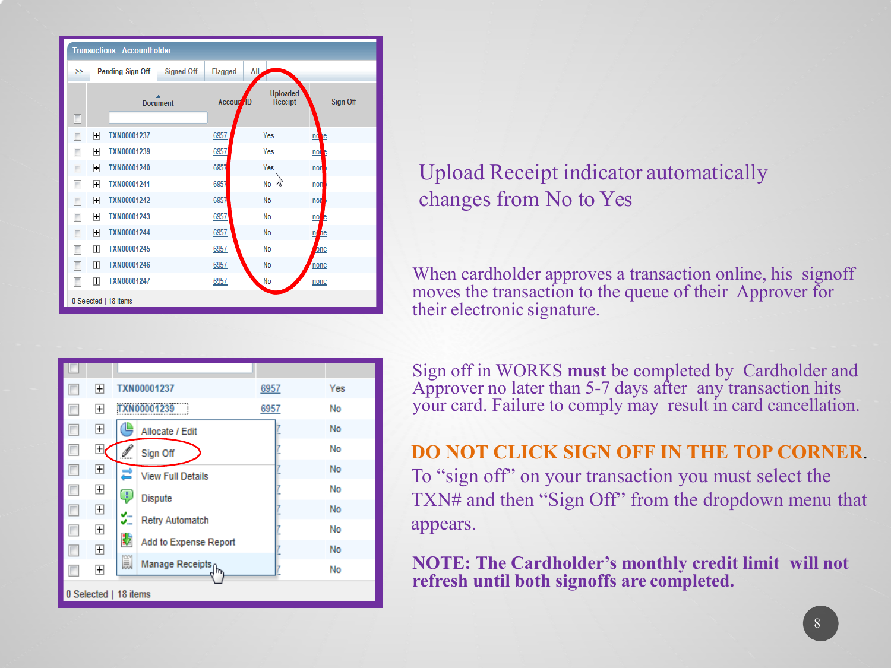Upload Receipt indicator automatically changes from No to Yes

When cardholder approves a transaction online, his signoff moves the transaction to the queue of their Approver for their electronic signature.

Sign off in WORKS **must** be completed by Cardholder and Approver no later than 5-7 days after any transaction hits your card. Failure to comply may result in card cancellation.

**DO NOT CLICK SIGN OFF IN THE TOP CORNER**. To "sign off" on your transaction you must select the TXN# and then "Sign Off" from the dropdown menu that appears.

**NOTE: The Cardholder's monthly credit limit will not refresh until both signoffs are completed.**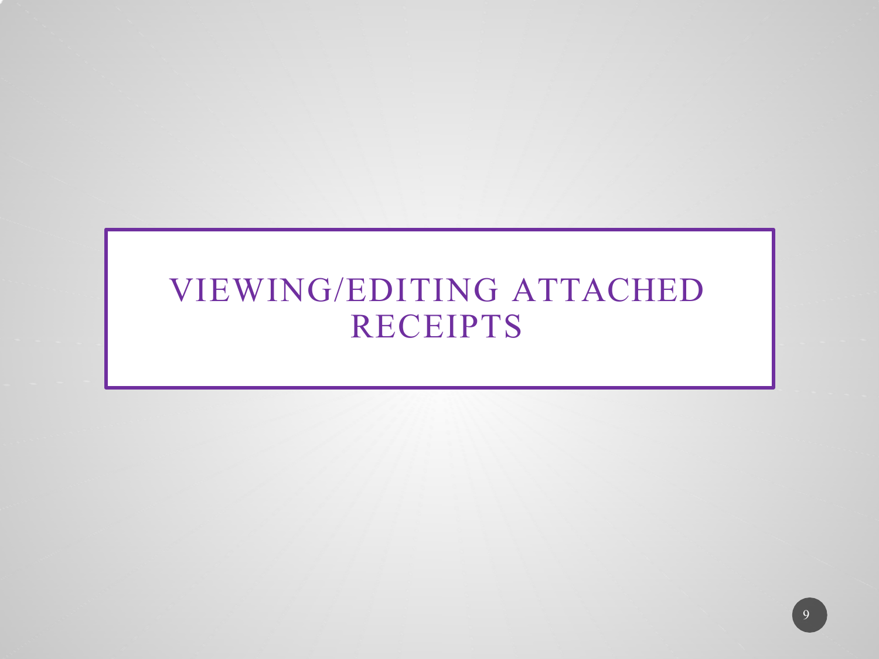# VIEWING/EDITING ATTACHED RECEIPTS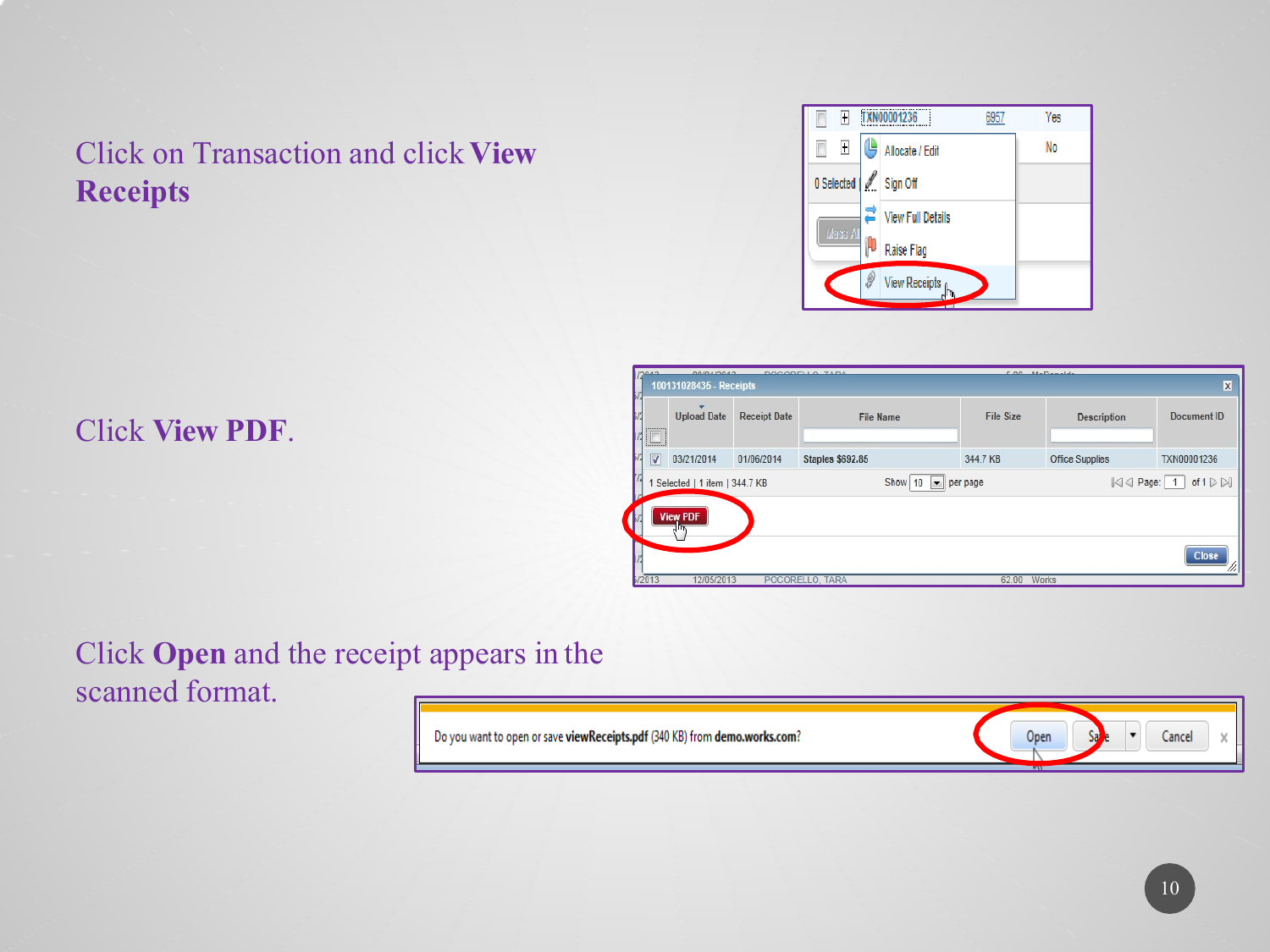Click on Transaction and click **View Receipts**

Click **View PDF**.

Click **Open** and the receipt appears in the scanned format.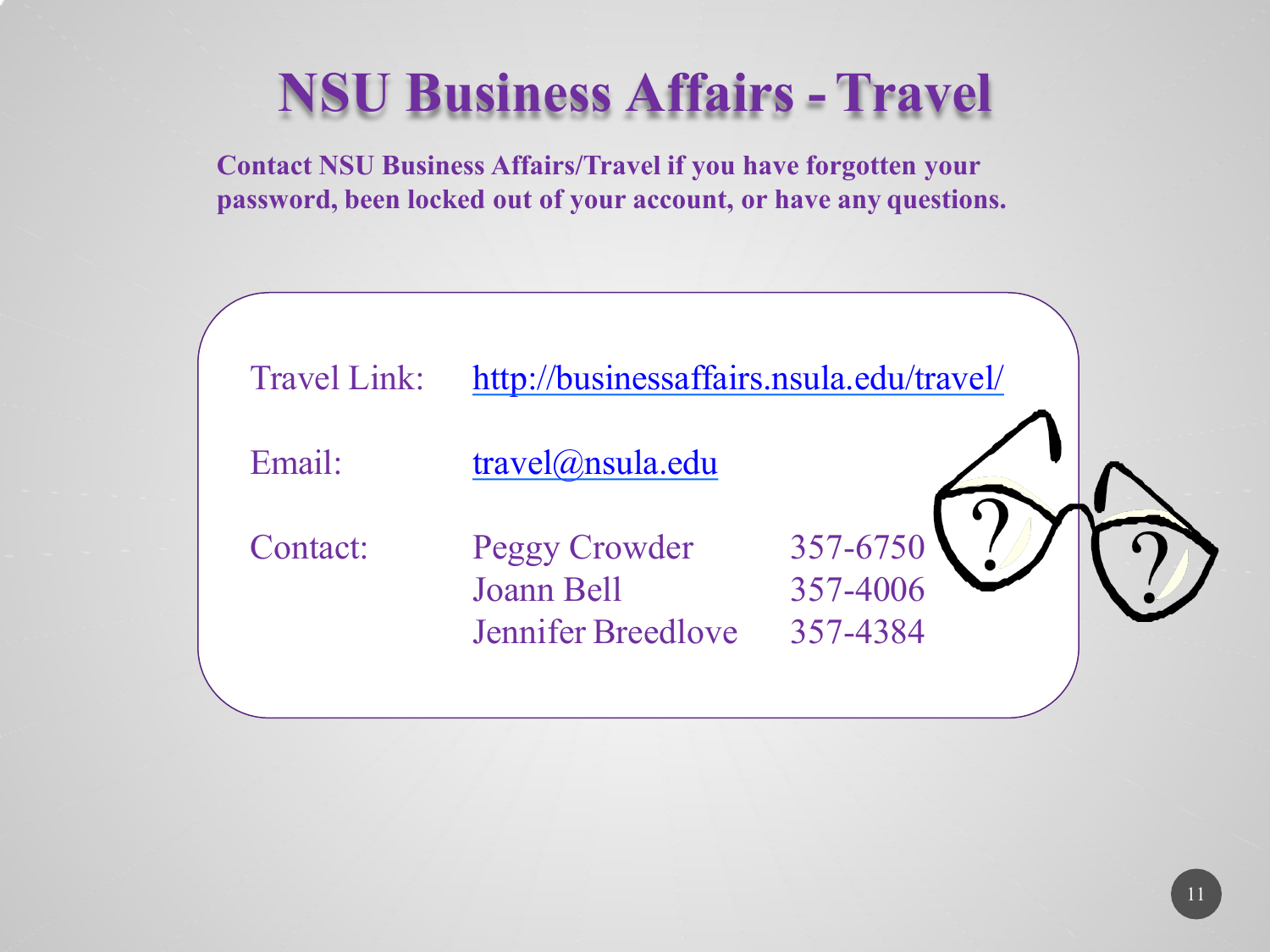# NSU Business Affairs - Travel

**Contact NSU Business Affairs/Travel if you have forgotten your password, been locked out of your account, or have any questions.**

| | | |
|---|---|---|
| Travel Link: | http://businessaffairs.nsula.edu/travel/ | |
| Email: | travel@nsula.edu | |
| Contact: | Peggy Crowder | 357-6750 |
| | Joann Bell | 357-4006 |
| | Jennifer Breedlove | 357-4384 |